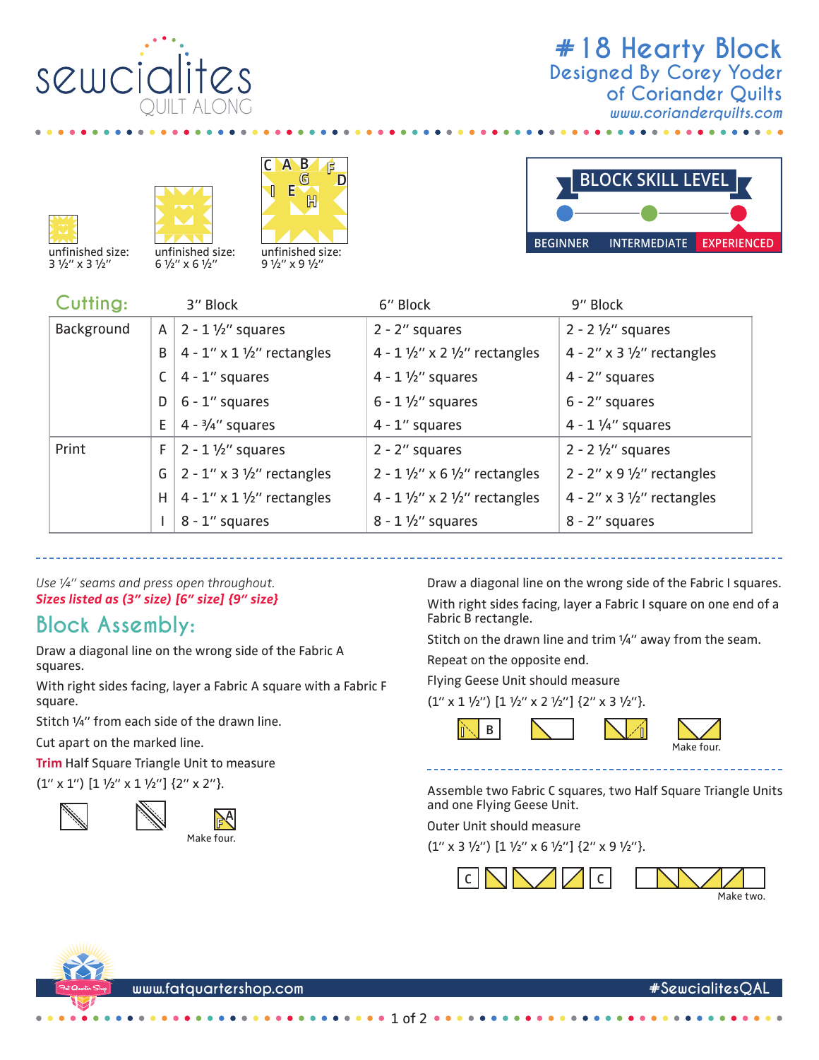# #18 Hearty Block

Designed By Corey Yoder of Coriander Quilts

www.corianderquilts.com

unfinished size: 3 ½" x 3 ½"

unfinished size: 6 ½" x 6 ½"

unfinished size: 9 ½" x 9 ½"

BLOCK SKILL LEVEL

BEGINNER | INTERMEDIATE | **EXPERIENCED**

## Cutting:

| | | 3" Block | 6" Block | 9" Block |
|---|---|---|---|---|
| Background | A | 2 - 1 ½" squares | 2 - 2" squares | 2 - 2 ½" squares |
| | B | 4 - 1" x 1 ½" rectangles | 4 - 1 ½" x 2 ½" rectangles | 4 - 2" x 3 ½" rectangles |
| | C | 4 - 1" squares | 4 - 1 ½" squares | 4 - 2" squares |
| | D | 6 - 1" squares | 6 - 1 ½" squares | 6 - 2" squares |
| | E | 4 - ¾" squares | 4 - 1" squares | 4 - 1 ¼" squares |
| Print | F | 2 - 1 ½" squares | 2 - 2" squares | 2 - 2 ½" squares |
| | G | 2 - 1" x 3 ½" rectangles | 2 - 1 ½" x 6 ½" rectangles | 2 - 2" x 9 ½" rectangles |
| | H | 4 - 1" x 1 ½" rectangles | 4 - 1 ½" x 2 ½" rectangles | 4 - 2" x 3 ½" rectangles |
| | I | 8 - 1" squares | 8 - 1 ½" squares | 8 - 2" squares |

*Use ¼" seams and press open throughout.*

***Sizes listed as (3" size) [6" size] {9" size}***

## Block Assembly:

Draw a diagonal line on the wrong side of the Fabric A squares.

With right sides facing, layer a Fabric A square with a Fabric F square.

Stitch ¼" from each side of the drawn line.

Cut apart on the marked line.

**Trim** Half Square Triangle Unit to measure

(1" x 1") [1 ½" x 1 ½"] {2" x 2"}.

Make four.

Draw a diagonal line on the wrong side of the Fabric I squares.

With right sides facing, layer a Fabric I square on one end of a Fabric B rectangle.

Stitch on the drawn line and trim ¼" away from the seam.

Repeat on the opposite end.

Flying Geese Unit should measure

(1" x 1 ½") [1 ½" x 2 ½"] {2" x 3 ½"}.

Make four.

Assemble two Fabric C squares, two Half Square Triangle Units and one Flying Geese Unit.

Outer Unit should measure

(1" x 3 ½") [1 ½" x 6 ½"] {2" x 9 ½"}.

Make two.

www.fatquartershop.com #SewcialitesQAL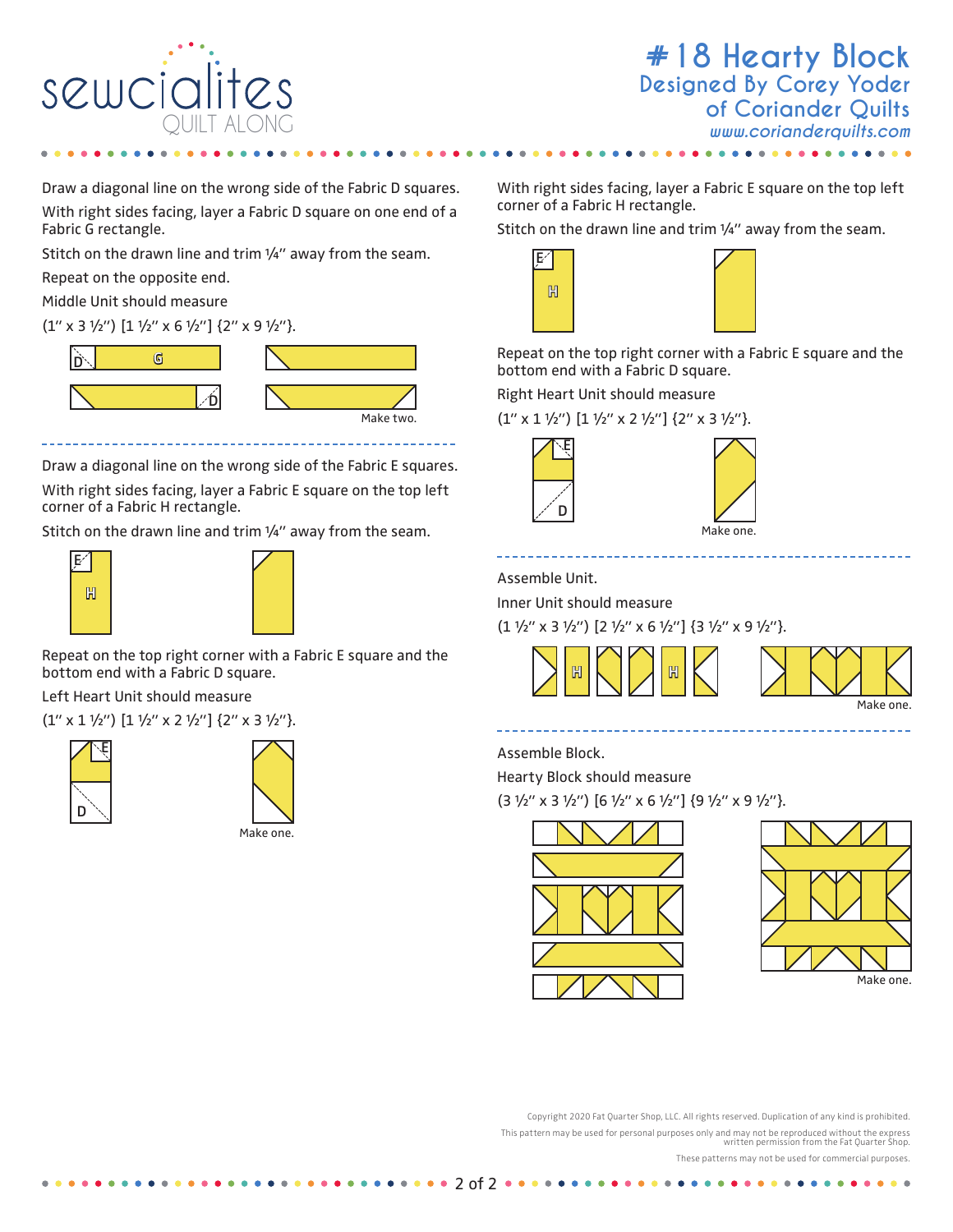# #18 Hearty Block

Designed By Corey Yoder of Coriander Quilts

*www.corianderquilts.com*

Draw a diagonal line on the wrong side of the Fabric D squares.

With right sides facing, layer a Fabric D square on one end of a Fabric G rectangle.

Stitch on the drawn line and trim ¼" away from the seam.

Repeat on the opposite end.

Middle Unit should measure

(1" x 3 ½") [1 ½" x 6 ½"] {2" x 9 ½"}.

D G D

Make two.

Draw a diagonal line on the wrong side of the Fabric E squares.

With right sides facing, layer a Fabric E square on the top left corner of a Fabric H rectangle.

Stitch on the drawn line and trim ¼" away from the seam.

E H

Repeat on the top right corner with a Fabric E square and the bottom end with a Fabric D square.

Left Heart Unit should measure

(1" x 1 ½") [1 ½" x 2 ½"] {2" x 3 ½"}.

E D

Make one.

With right sides facing, layer a Fabric E square on the top left corner of a Fabric H rectangle.

Stitch on the drawn line and trim ¼" away from the seam.

E H

Repeat on the top right corner with a Fabric E square and the bottom end with a Fabric D square.

Right Heart Unit should measure

(1" x 1 ½") [1 ½" x 2 ½"] {2" x 3 ½"}.

E D

Make one.

Assemble Unit.

Inner Unit should measure

(1 ½" x 3 ½") [2 ½" x 6 ½"] {3 ½" x 9 ½"}.

H H

Make one.

Assemble Block.

Hearty Block should measure

(3 ½" x 3 ½") [6 ½" x 6 ½"] {9 ½" x 9 ½"}.

Make one.

Copyright 2020 Fat Quarter Shop, LLC. All rights reserved. Duplication of any kind is prohibited.

This pattern may be used for personal purposes only and may not be reproduced without the express written permission from the Fat Quarter Shop.

These patterns may not be used for commercial purposes.